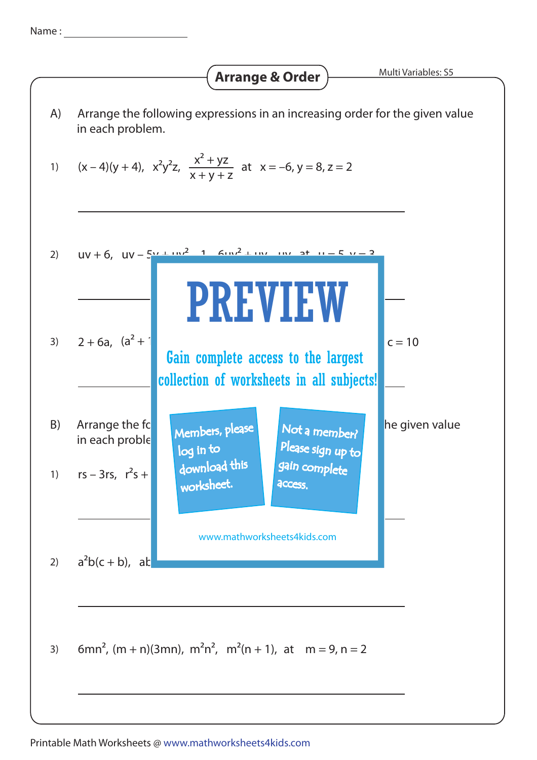Name : ____________________

# Arrange & Order

Multi Variables: S5

A) Arrange the following expressions in an increasing order for the given value in each problem.

1) $(x - 4)(y + 4)$, $x^2y^2z$, $\dfrac{x^2 + yz}{x + y + z}$ at $x = -6, y = 8, z = 2$

______________________________________________

2) $uv + 6$, $uv - 5v + uv^2 - 1$, $6uv^2 + uv$, $uv$ at $u = 5, v = 3$

______________________________________________

3) $2 + 6a$, $(a^2 + 1$ ... $c = 10$

______________________________________________

PREVIEW

Gain complete access to the largest collection of worksheets in all subjects!

Members, please log in to download this worksheet.

Not a member? Please sign up to gain complete access.

www.mathworksheets4kids.com

B) Arrange the fo... the given value in each proble...

1) $rs - 3rs$, $r^2s +$ ...

______________________________________________

2) $a^2b(c + b)$, ab...

______________________________________________

3) $6mn^2$, $(m + n)(3mn)$, $m^2n^2$, $m^2(n + 1)$, at $m = 9, n = 2$

______________________________________________

Printable Math Worksheets @ www.mathworksheets4kids.com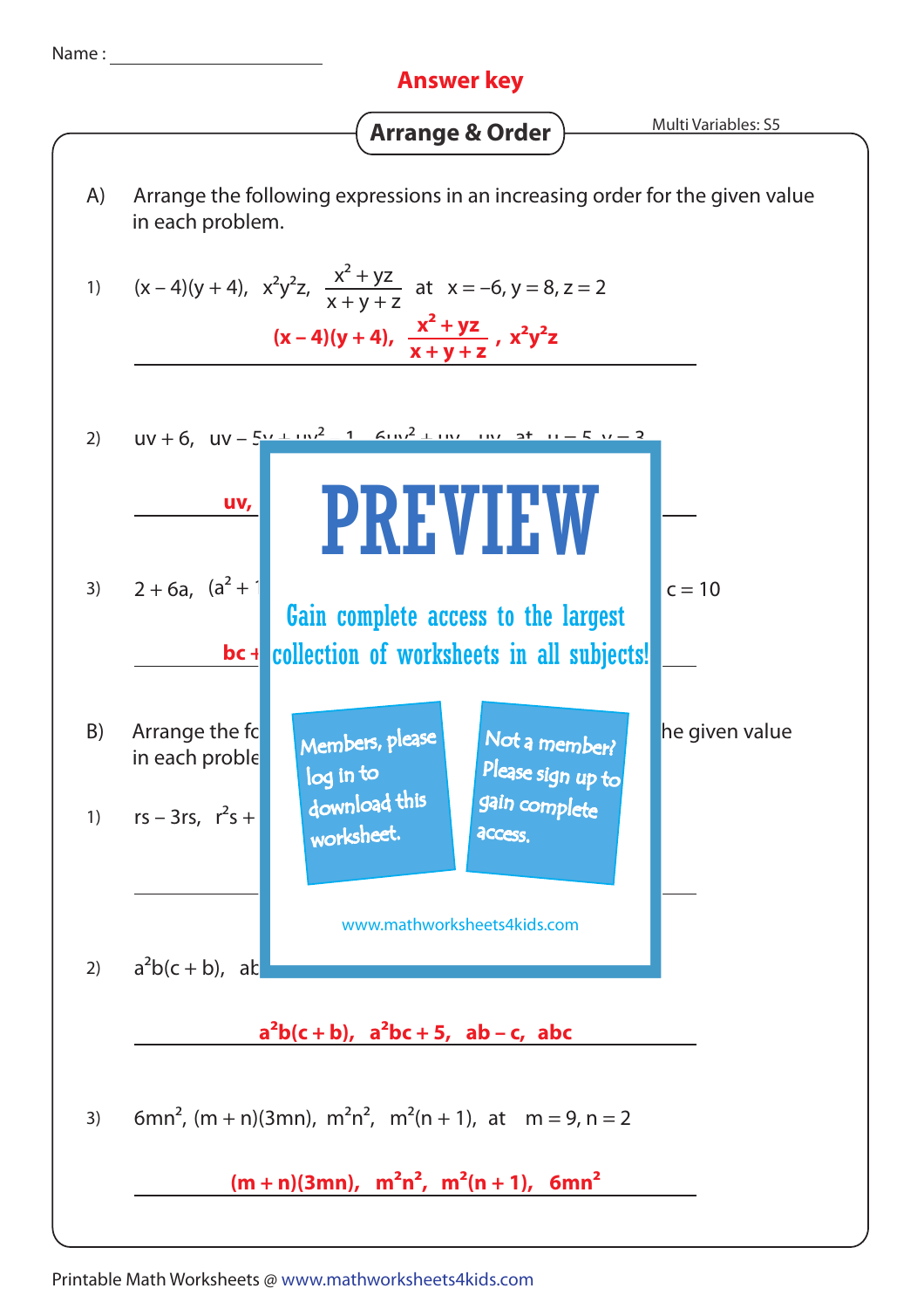Name : ____________________

**Answer key**

## Arrange & Order

Multi Variables: S5

A) Arrange the following expressions in an increasing order for the given value in each problem.

1) $(x - 4)(y + 4)$, $x^2y^2z$, $\dfrac{x^2 + yz}{x + y + z}$ at $x = -6, y = 8, z = 2$

**$(x - 4)(y + 4)$, $\dfrac{x^2 + yz}{x + y + z}$, $x^2y^2z$**

2) $uv + 6$, $uv - 5v + uv^2 - 1$, $6uv^2 + uv$, $uv$ at $u = 5, v = 3$

**$uv$,**

3) $2 + 6a$, $(a^2 + 1$ ... $c = 10$

**$bc +$**

B) Arrange the fo... he given value in each proble...

1) $rs - 3rs$, $r^2s +$ ...

2) $a^2b(c + b)$, $ab$ ...

**$a^2b(c + b)$, $a^2bc + 5$, $ab - c$, $abc$**

3) $6mn^2$, $(m + n)(3mn)$, $m^2n^2$, $m^2(n + 1)$, at $m = 9, n = 2$

**$(m + n)(3mn)$, $m^2n^2$, $m^2(n + 1)$, $6mn^2$**

PREVIEW

Gain complete access to the largest collection of worksheets in all subjects!

Members, please log in to download this worksheet.

Not a member? Please sign up to gain complete access.

www.mathworksheets4kids.com

Printable Math Worksheets @ www.mathworksheets4kids.com